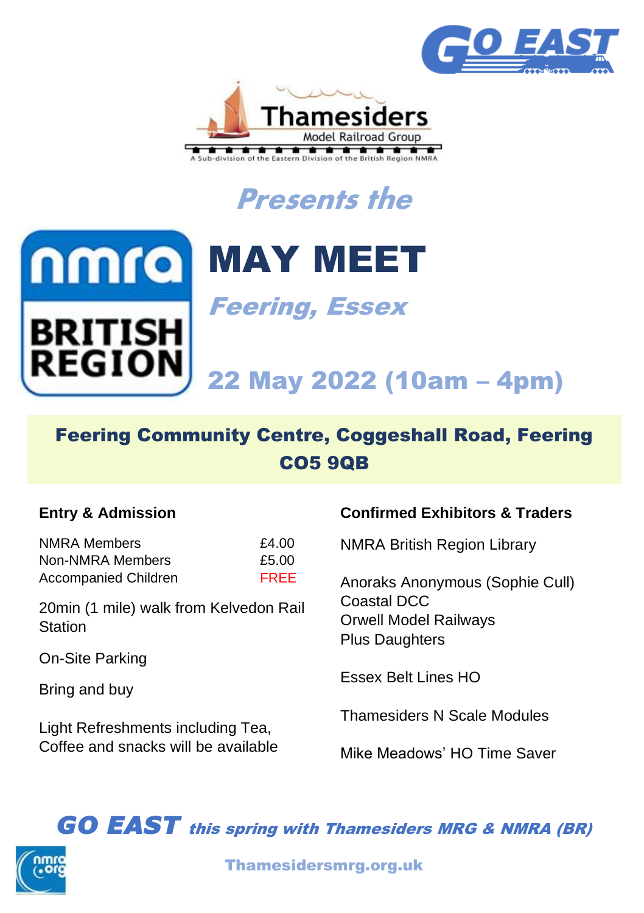GO EAST

Thamesiders
Model Railroad Group
A Sub-division of the Eastern Division of the British Region NMRA

*Presents the*

nmra BRITISH REGION

# MAY MEET

*Feering, Essex*

## 22 May 2022 (10am – 4pm)

**Feering Community Centre, Coggeshall Road, Feering CO5 9QB**

### Entry & Admission

| | |
|---|---|
| NMRA Members | £4.00 |
| Non-NMRA Members | £5.00 |
| Accompanied Children | FREE |

20min (1 mile) walk from Kelvedon Rail Station

On-Site Parking

Bring and buy

Light Refreshments including Tea, Coffee and snacks will be available

### Confirmed Exhibitors & Traders

NMRA British Region Library

Anoraks Anonymous (Sophie Cull)
Coastal DCC
Orwell Model Railways
Plus Daughters

Essex Belt Lines HO

Thamesiders N Scale Modules

Mike Meadows' HO Time Saver

***GO EAST** this spring with Thamesiders MRG & NMRA (BR)*

nmra.org

Thamesidersmrg.org.uk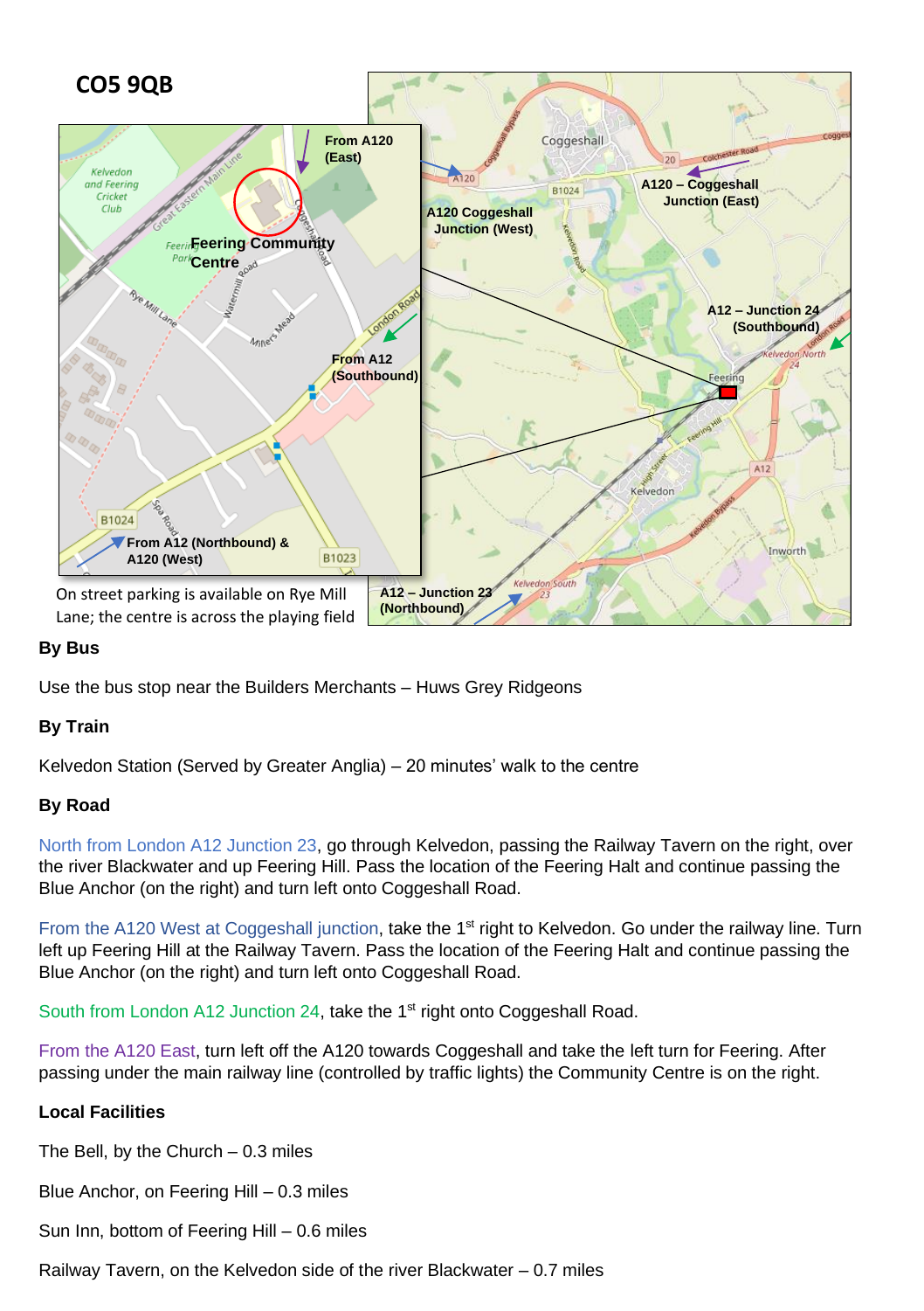**CO5 9QB**

From A120 (East)

Feering Community Centre

From A12 (Southbound)

From A12 (Northbound) & A120 (West)

A120 Coggeshall Junction (West)

A120 – Coggeshall Junction (East)

A12 – Junction 24 (Southbound)

A12 – Junction 23 (Northbound)

On street parking is available on Rye Mill Lane; the centre is across the playing field

**By Bus**

Use the bus stop near the Builders Merchants – Huws Grey Ridgeons

**By Train**

Kelvedon Station (Served by Greater Anglia) – 20 minutes' walk to the centre

**By Road**

North from London A12 Junction 23, go through Kelvedon, passing the Railway Tavern on the right, over the river Blackwater and up Feering Hill. Pass the location of the Feering Halt and continue passing the Blue Anchor (on the right) and turn left onto Coggeshall Road.

From the A120 West at Coggeshall junction, take the 1st right to Kelvedon. Go under the railway line. Turn left up Feering Hill at the Railway Tavern. Pass the location of the Feering Halt and continue passing the Blue Anchor (on the right) and turn left onto Coggeshall Road.

South from London A12 Junction 24, take the 1st right onto Coggeshall Road.

From the A120 East, turn left off the A120 towards Coggeshall and take the left turn for Feering. After passing under the main railway line (controlled by traffic lights) the Community Centre is on the right.

**Local Facilities**

The Bell, by the Church – 0.3 miles

Blue Anchor, on Feering Hill – 0.3 miles

Sun Inn, bottom of Feering Hill – 0.6 miles

Railway Tavern, on the Kelvedon side of the river Blackwater – 0.7 miles